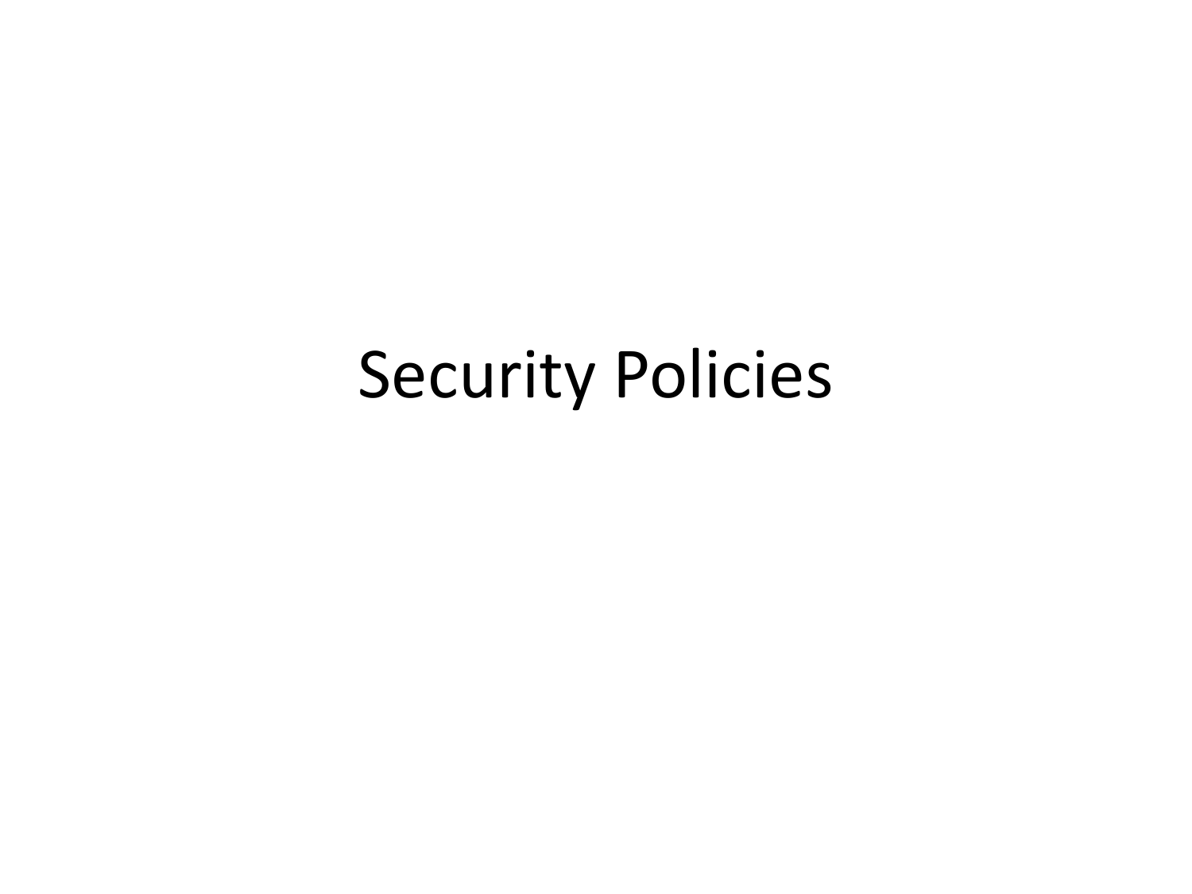# Security Policies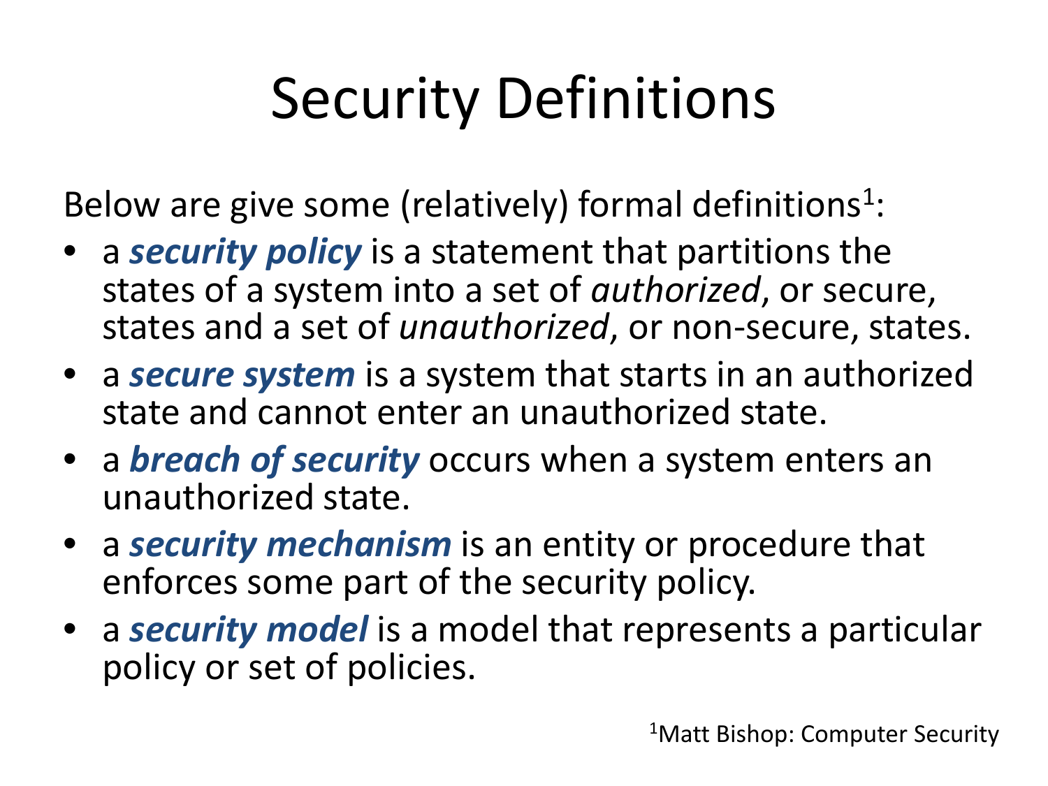# Security Definitions

Below are give some (relatively) formal definitions[1]:

- a ***security policy*** is a statement that partitions the states of a system into a set of *authorized*, or secure, states and a set of *unauthorized*, or non-secure, states.
- a ***secure system*** is a system that starts in an authorized state and cannot enter an unauthorized state.
- a ***breach of security*** occurs when a system enters an unauthorized state.
- a ***security mechanism*** is an entity or procedure that enforces some part of the security policy.
- a ***security model*** is a model that represents a particular policy or set of policies.

[1] Matt Bishop: Computer Security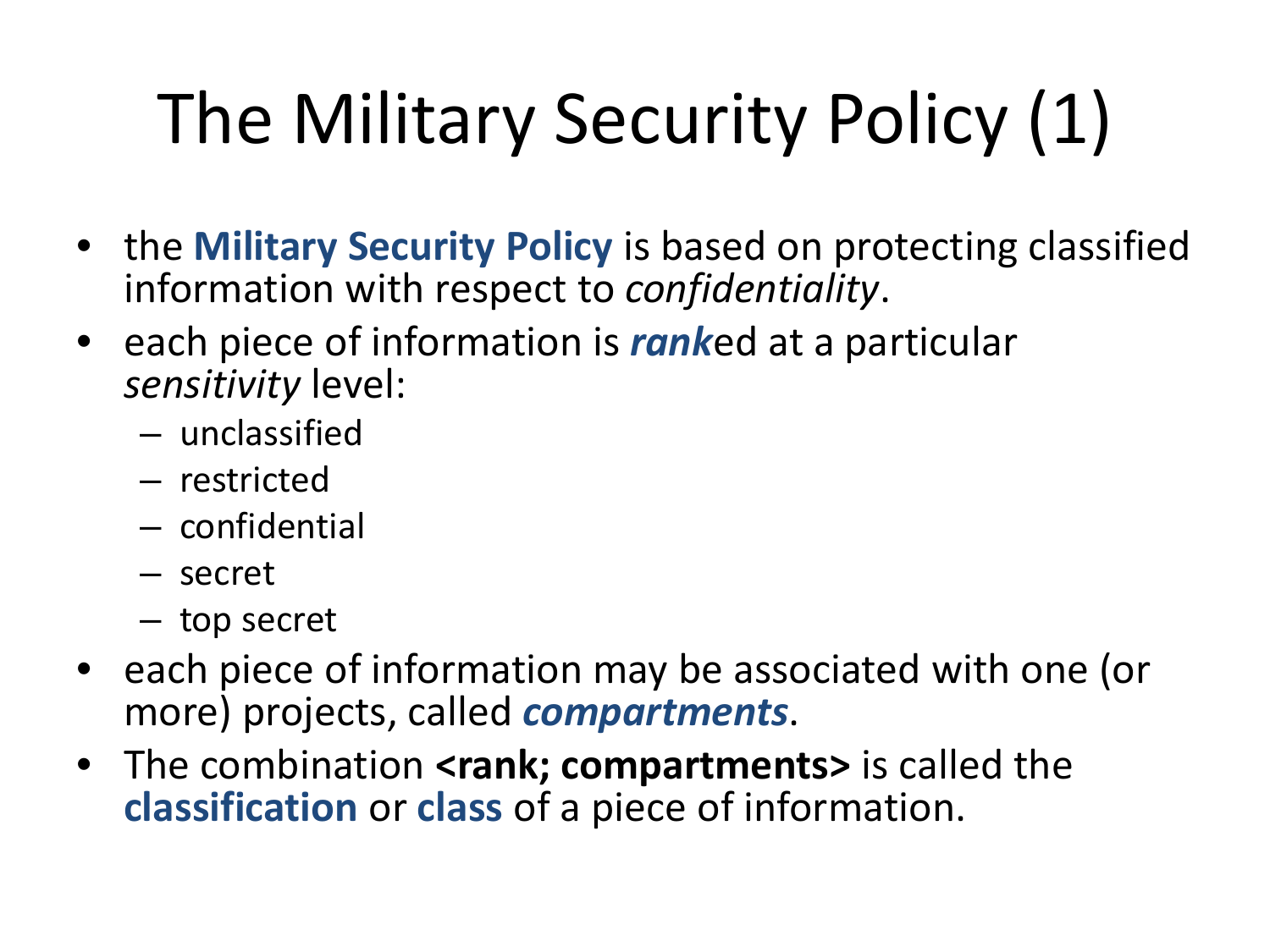# The Military Security Policy (1)

- the **Military Security Policy** is based on protecting classified information with respect to *confidentiality*.
- each piece of information is ***rank***ed at a particular *sensitivity* level:
  - unclassified
  - restricted
  - confidential
  - secret
  - top secret
- each piece of information may be associated with one (or more) projects, called ***compartments***.
- The combination **<rank; compartments>** is called the **classification** or **class** of a piece of information.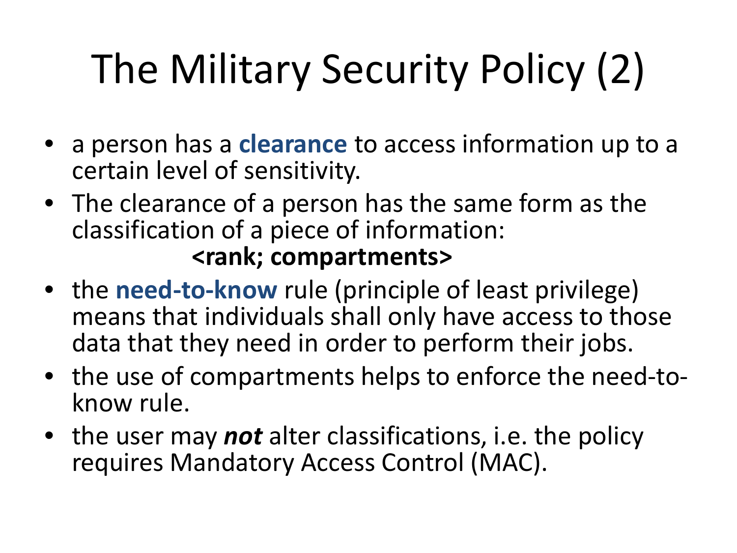# The Military Security Policy (2)

- a person has a **clearance** to access information up to a certain level of sensitivity.
- The clearance of a person has the same form as the classification of a piece of information:

  **<rank; compartments>**

- the **need-to-know** rule (principle of least privilege) means that individuals shall only have access to those data that they need in order to perform their jobs.
- the use of compartments helps to enforce the need-to-know rule.
- the user may ***not*** alter classifications, i.e. the policy requires Mandatory Access Control (MAC).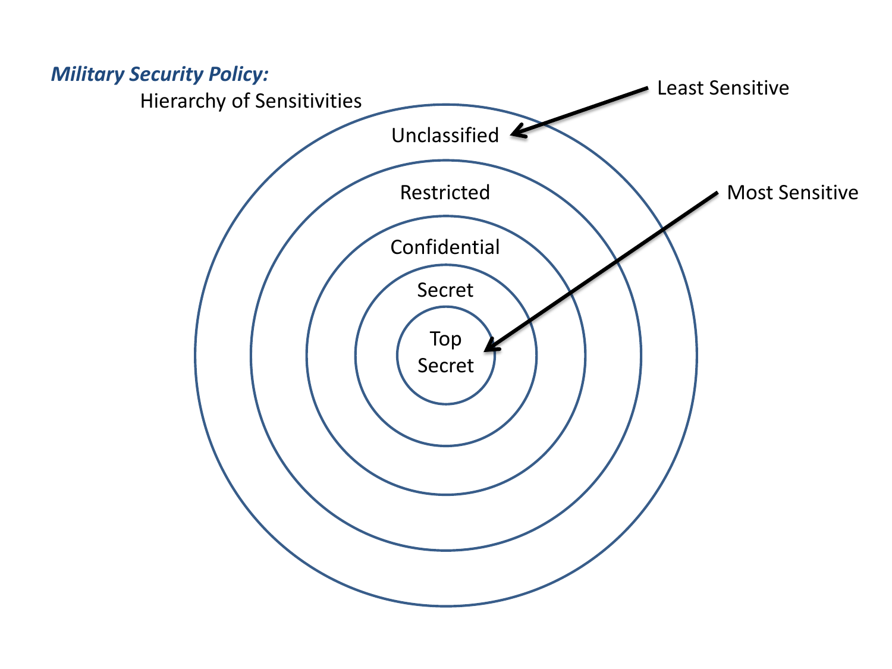***Military Security Policy:***

Hierarchy of Sensitivities

Least Sensitive

Most Sensitive

Unclassified

Restricted

Confidential

Secret

Top Secret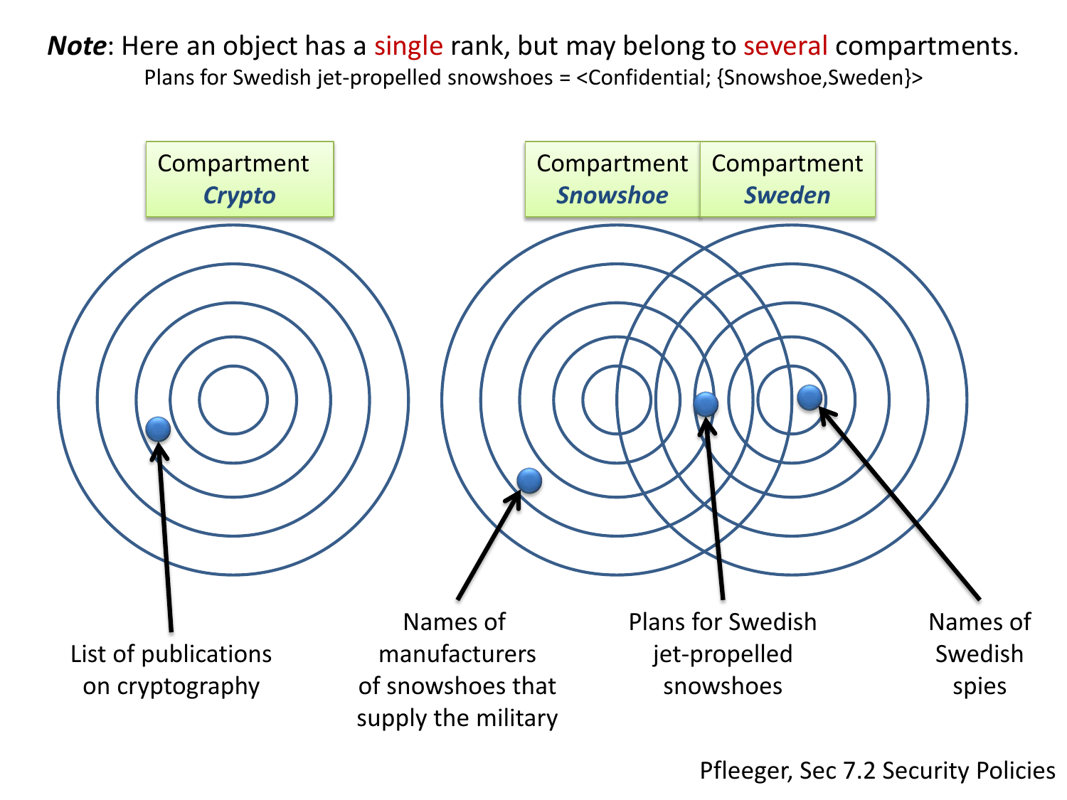***Note***: Here an object has a single rank, but may belong to several compartments.

Plans for Swedish jet-propelled snowshoes = <Confidential; {Snowshoe,Sweden}>

Compartment ***Crypto***

Compartment ***Snowshoe***

Compartment ***Sweden***

List of publications on cryptography

Names of manufacturers of snowshoes that supply the military

Plans for Swedish jet-propelled snowshoes

Names of Swedish spies

Pfleeger, Sec 7.2 Security Policies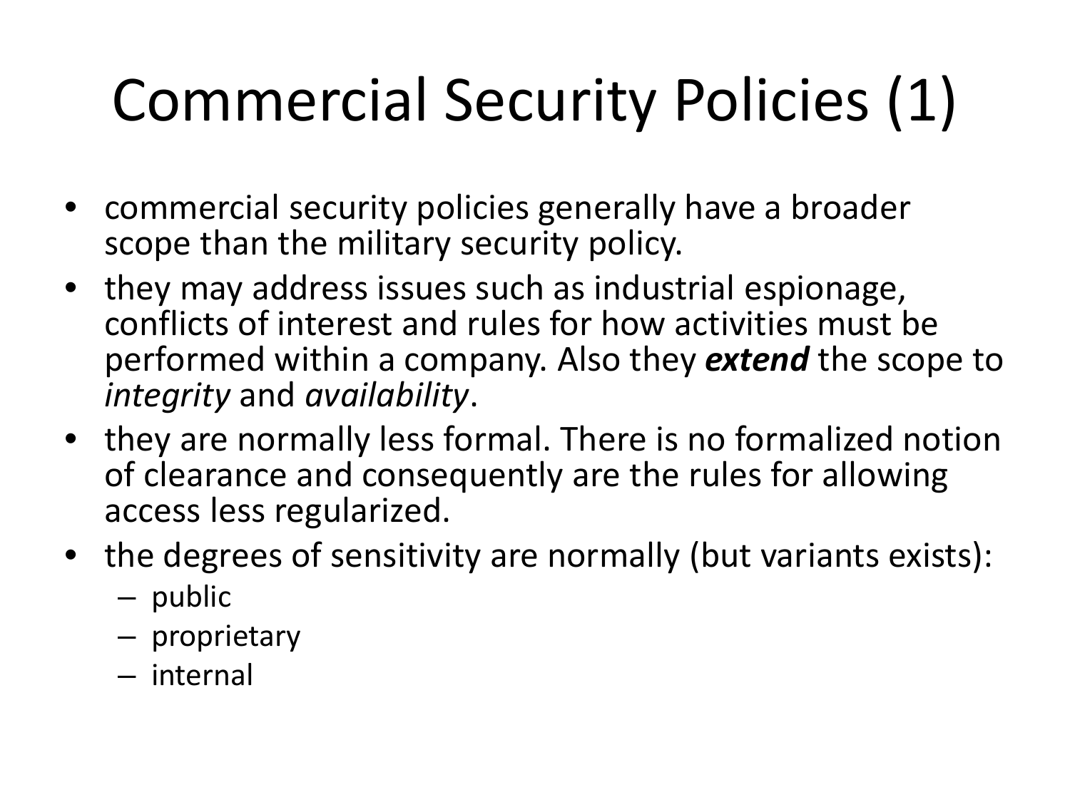# Commercial Security Policies (1)

- commercial security policies generally have a broader scope than the military security policy.
- they may address issues such as industrial espionage, conflicts of interest and rules for how activities must be performed within a company. Also they ***extend*** the scope to *integrity* and *availability*.
- they are normally less formal. There is no formalized notion of clearance and consequently are the rules for allowing access less regularized.
- the degrees of sensitivity are normally (but variants exists):
  - public
  - proprietary
  - internal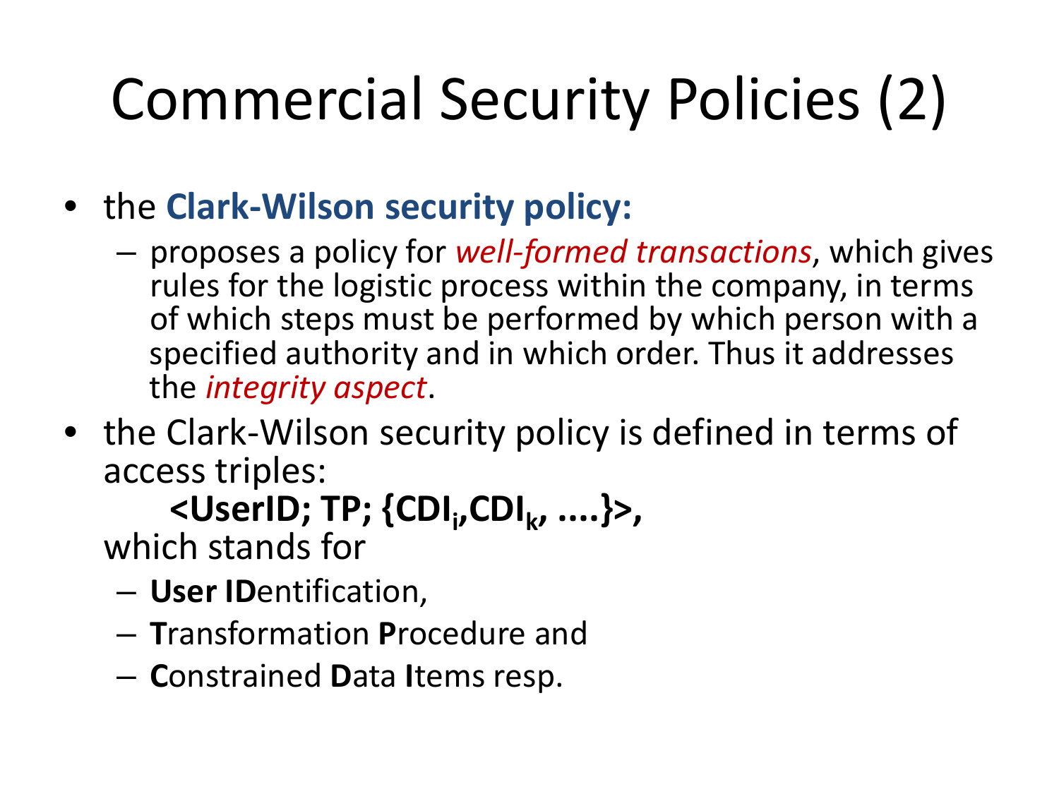# Commercial Security Policies (2)

- the **Clark-Wilson security policy:**
  - proposes a policy for *well-formed transactions*, which gives rules for the logistic process within the company, in terms of which steps must be performed by which person with a specified authority and in which order. Thus it addresses the *integrity aspect*.
- the Clark-Wilson security policy is defined in terms of access triples:

  **<UserID; TP; {$CDI_i$,$CDI_k$, ....}>,**

  which stands for
  - **User ID**entification,
  - **T**ransformation **P**rocedure and
  - **C**onstrained **D**ata **I**tems resp.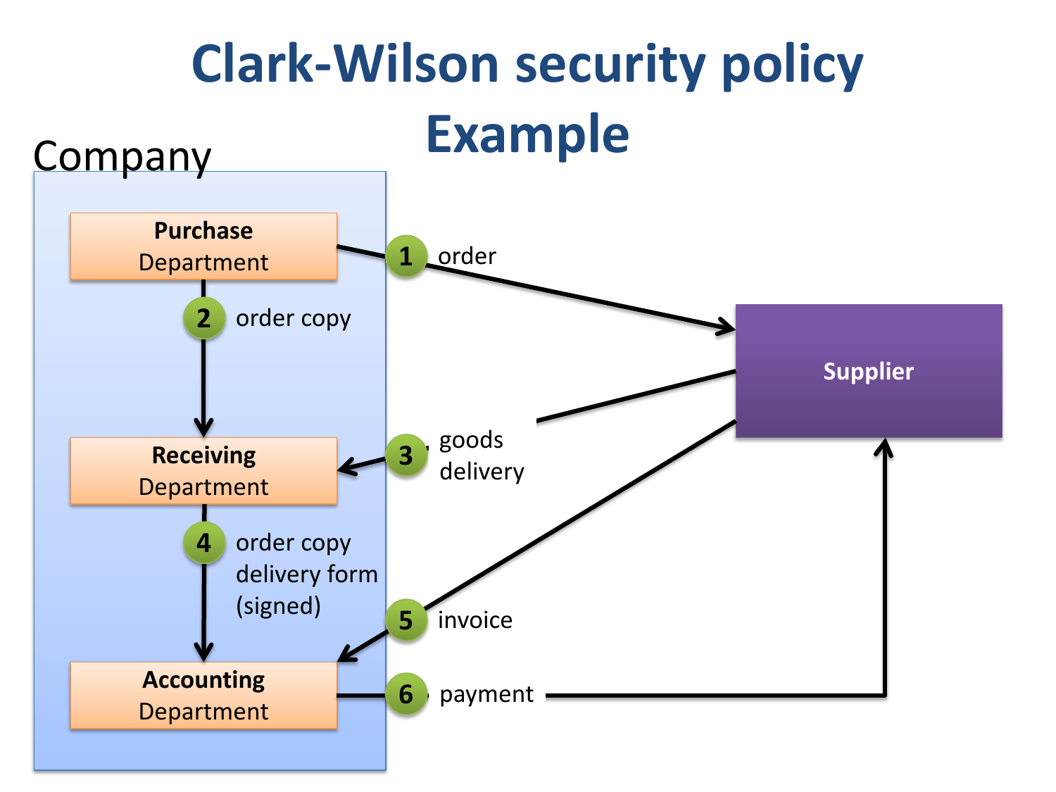# Clark-Wilson security policy Example

Company

- Purchase Department
- Receiving Department
- Accounting Department

Supplier

1. order
2. order copy
3. goods delivery
4. order copy, delivery form (signed)
5. invoice
6. payment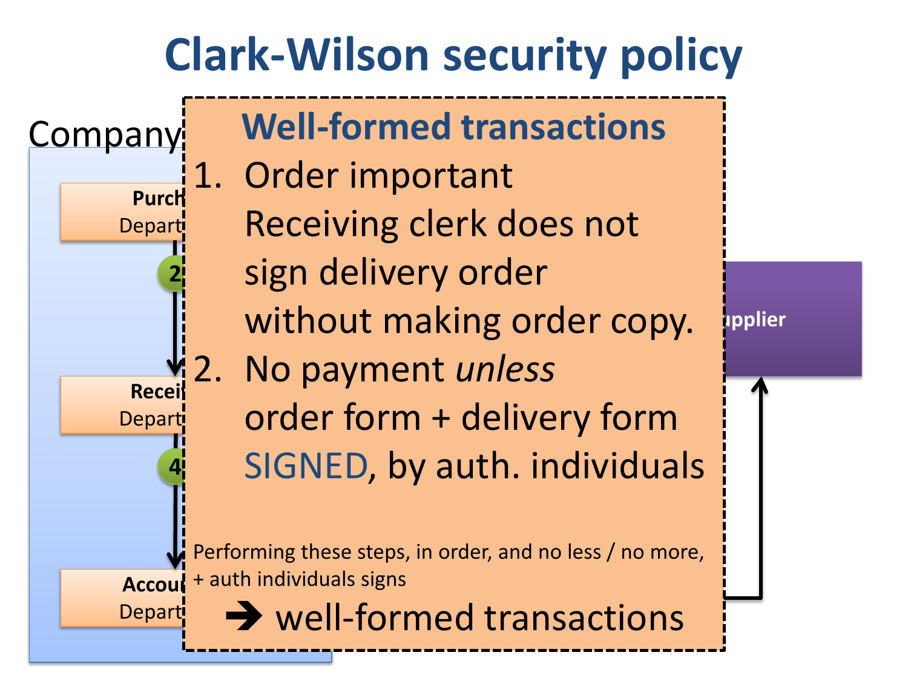# Clark-Wilson security policy

Company

Purch… Depart…

2

Recei… Depart…

4

Accou… Depart…

…pplier

## Well-formed transactions

1. Order important
   Receiving clerk does not sign delivery order without making order copy.
2. No payment *unless* order form + delivery form SIGNED, by auth. individuals

Performing these steps, in order, and no less / no more, + auth individuals signs

➔ well-formed transactions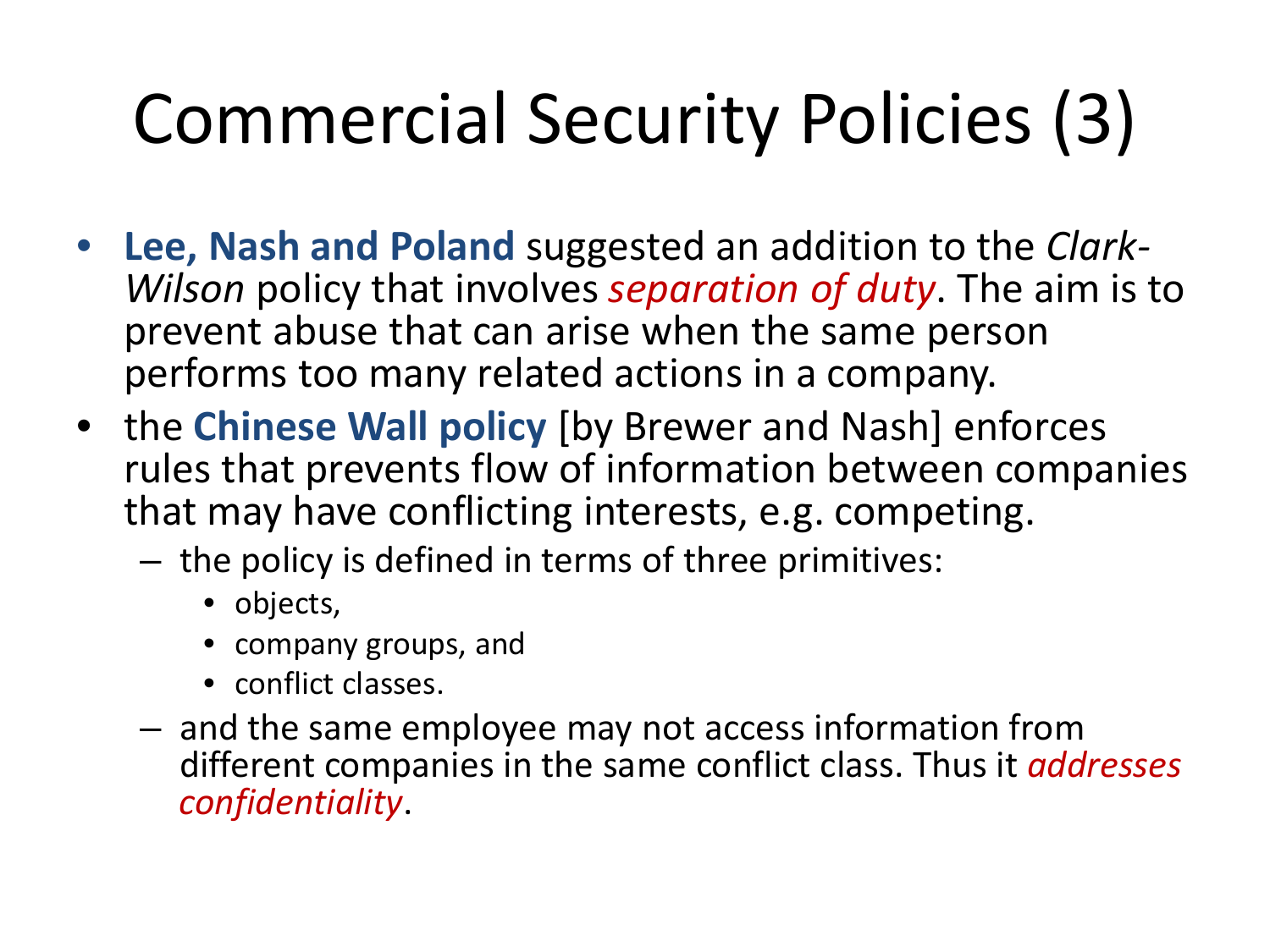# Commercial Security Policies (3)

- **Lee, Nash and Poland** suggested an addition to the *Clark-Wilson* policy that involves *separation of duty*. The aim is to prevent abuse that can arise when the same person performs too many related actions in a company.
- the **Chinese Wall policy** [by Brewer and Nash] enforces rules that prevents flow of information between companies that may have conflicting interests, e.g. competing.
  - the policy is defined in terms of three primitives:
    - objects,
    - company groups, and
    - conflict classes.
  - and the same employee may not access information from different companies in the same conflict class. Thus it *addresses confidentiality*.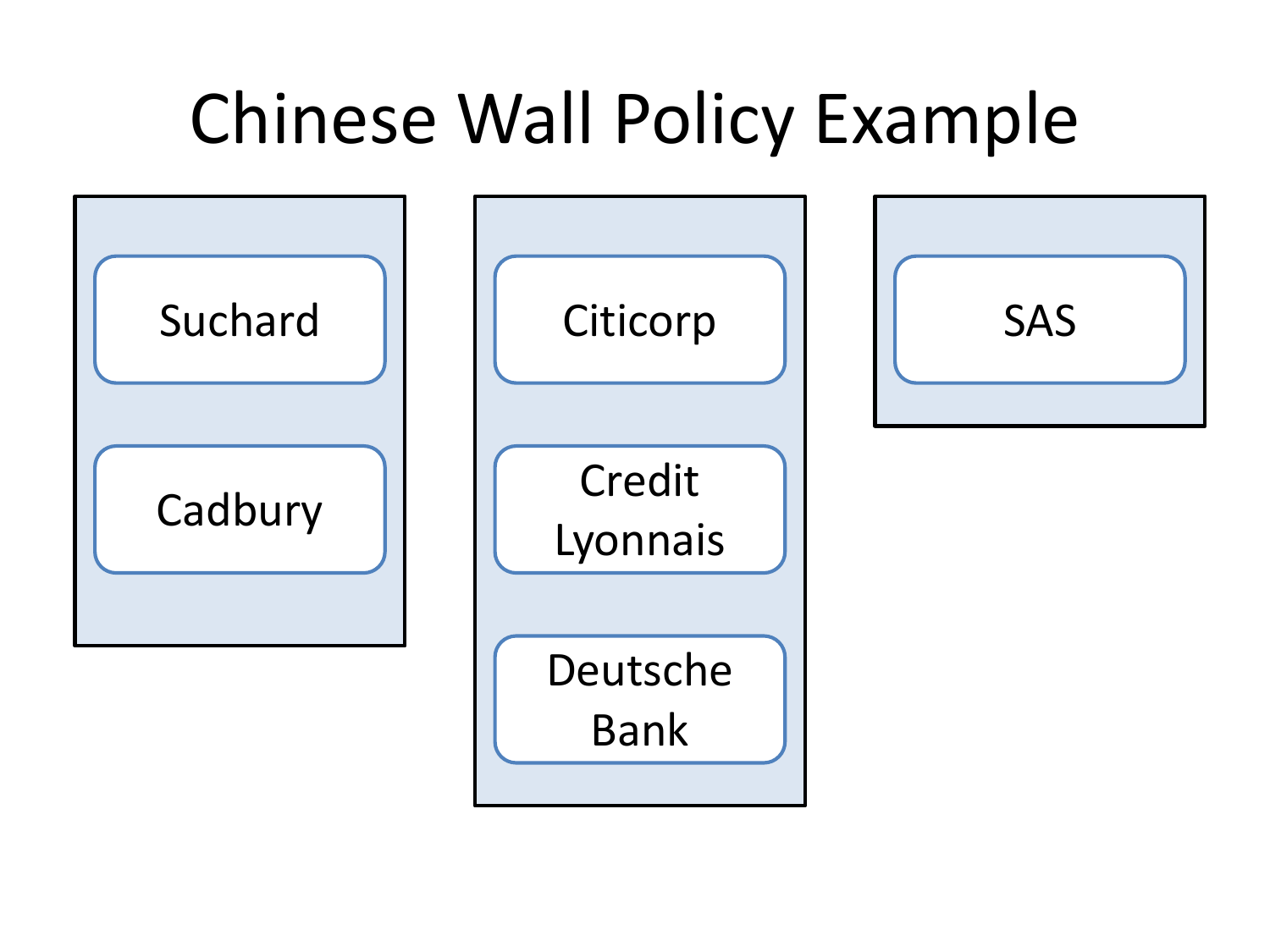# Chinese Wall Policy Example

- Suchard
- Cadbury

- Citicorp
- Credit Lyonnais
- Deutsche Bank

- SAS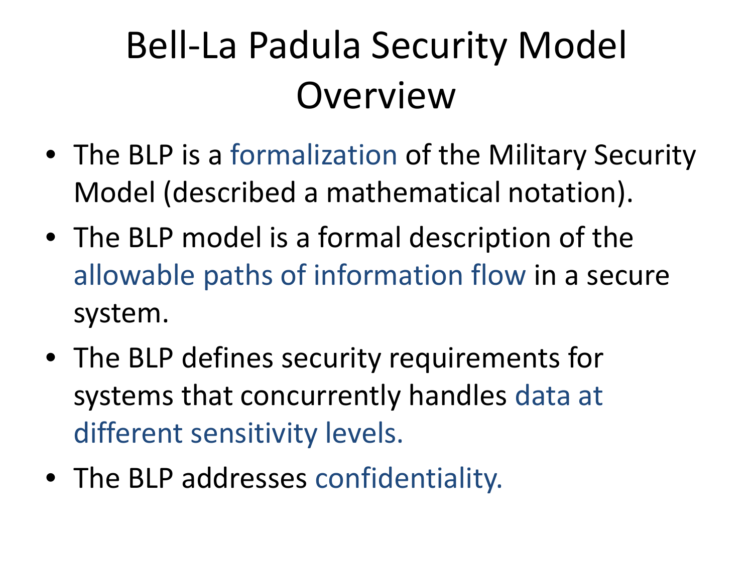# Bell-La Padula Security Model Overview

- The BLP is a formalization of the Military Security Model (described a mathematical notation).
- The BLP model is a formal description of the allowable paths of information flow in a secure system.
- The BLP defines security requirements for systems that concurrently handles data at different sensitivity levels.
- The BLP addresses confidentiality.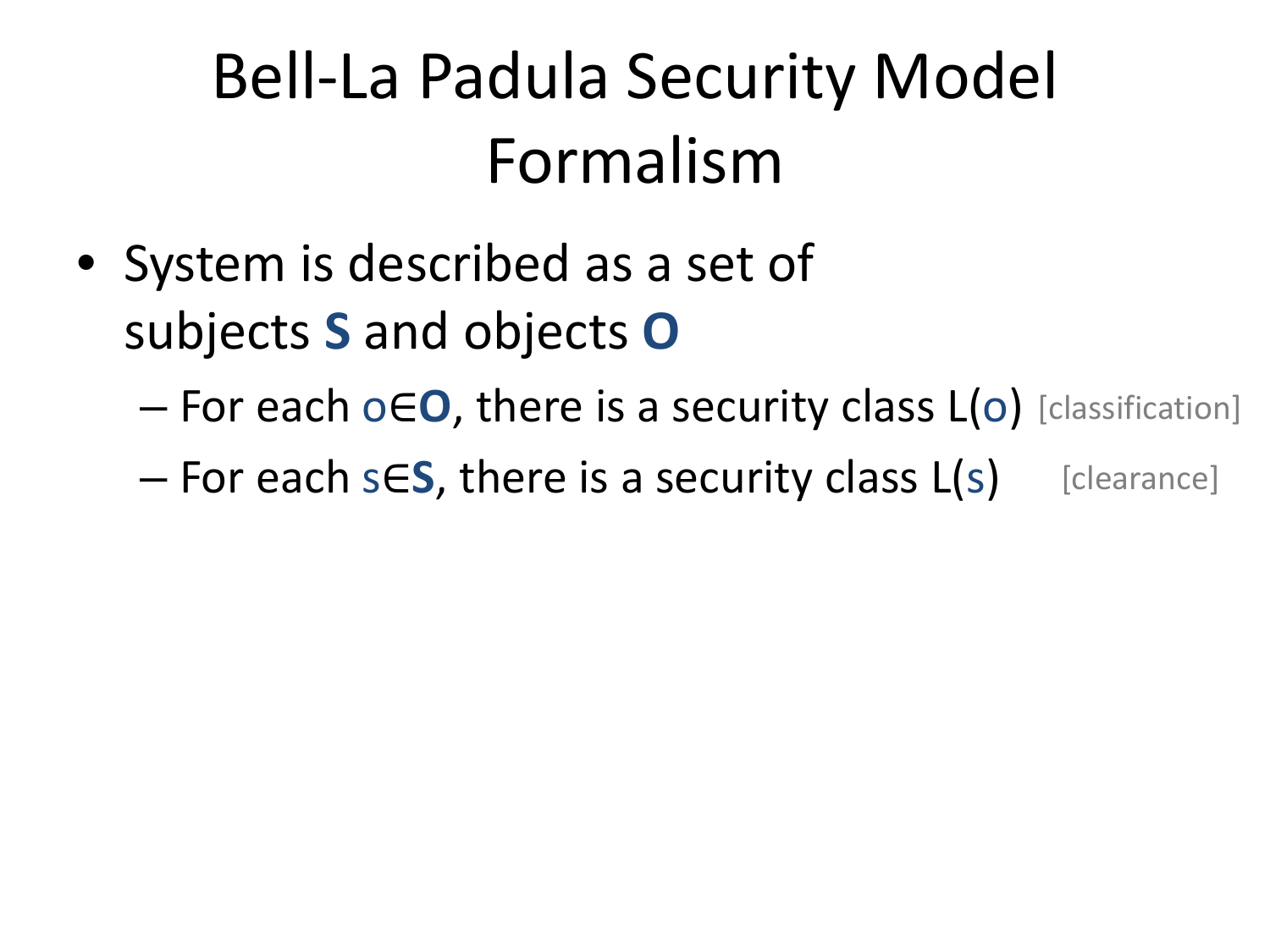# Bell-La Padula Security Model Formalism

- System is described as a set of subjects **S** and objects **O**
  - For each $o \in \mathbf{O}$, there is a security class $L(o)$ [classification]
  - For each $s \in \mathbf{S}$, there is a security class $L(s)$ [clearance]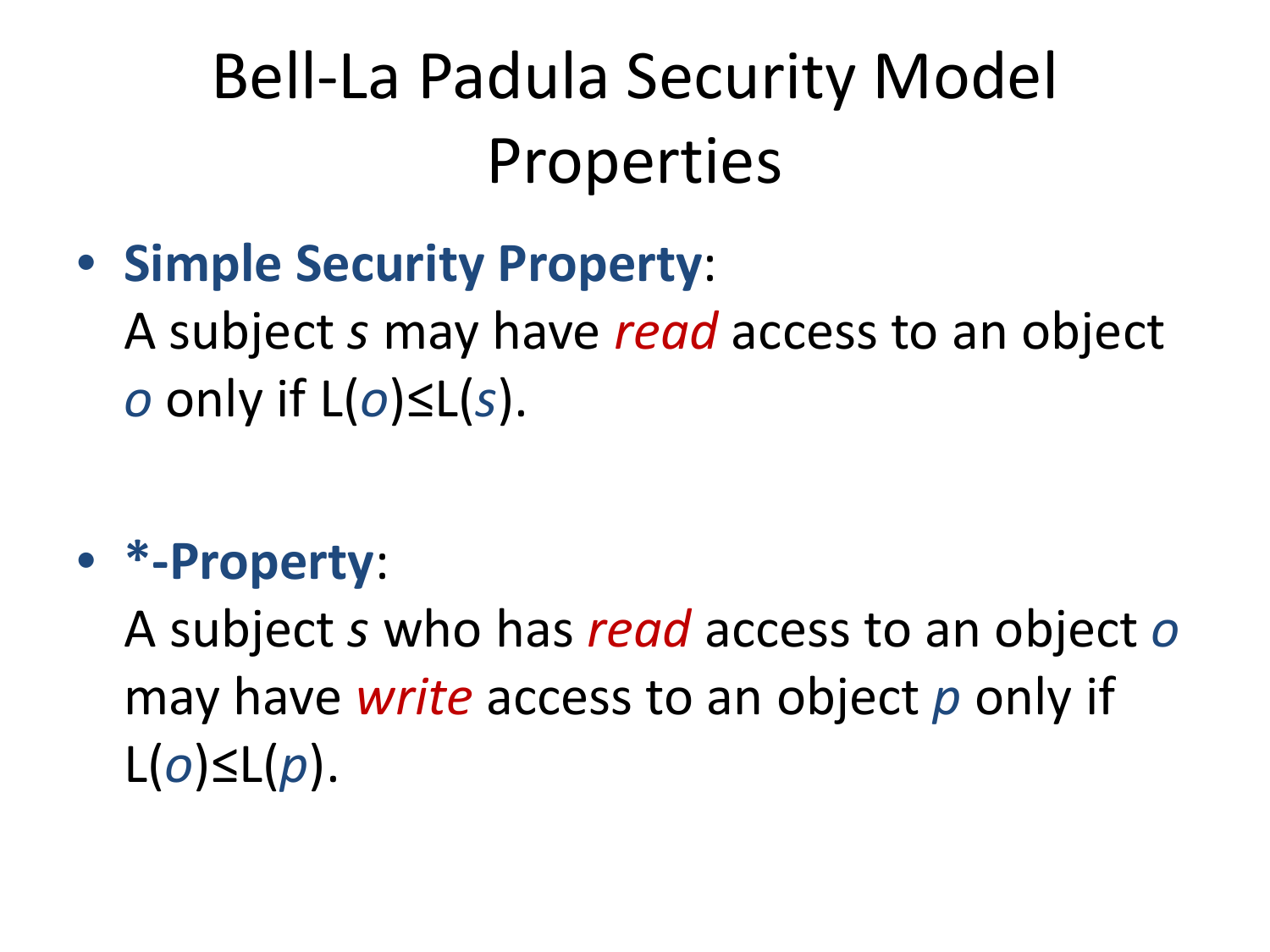# Bell-La Padula Security Model Properties

- **Simple Security Property**:
  A subject *s* may have *read* access to an object *o* only if $L(o) \leq L(s)$.

- ***-Property**:
  A subject *s* who has *read* access to an object *o* may have *write* access to an object *p* only if $L(o) \leq L(p)$.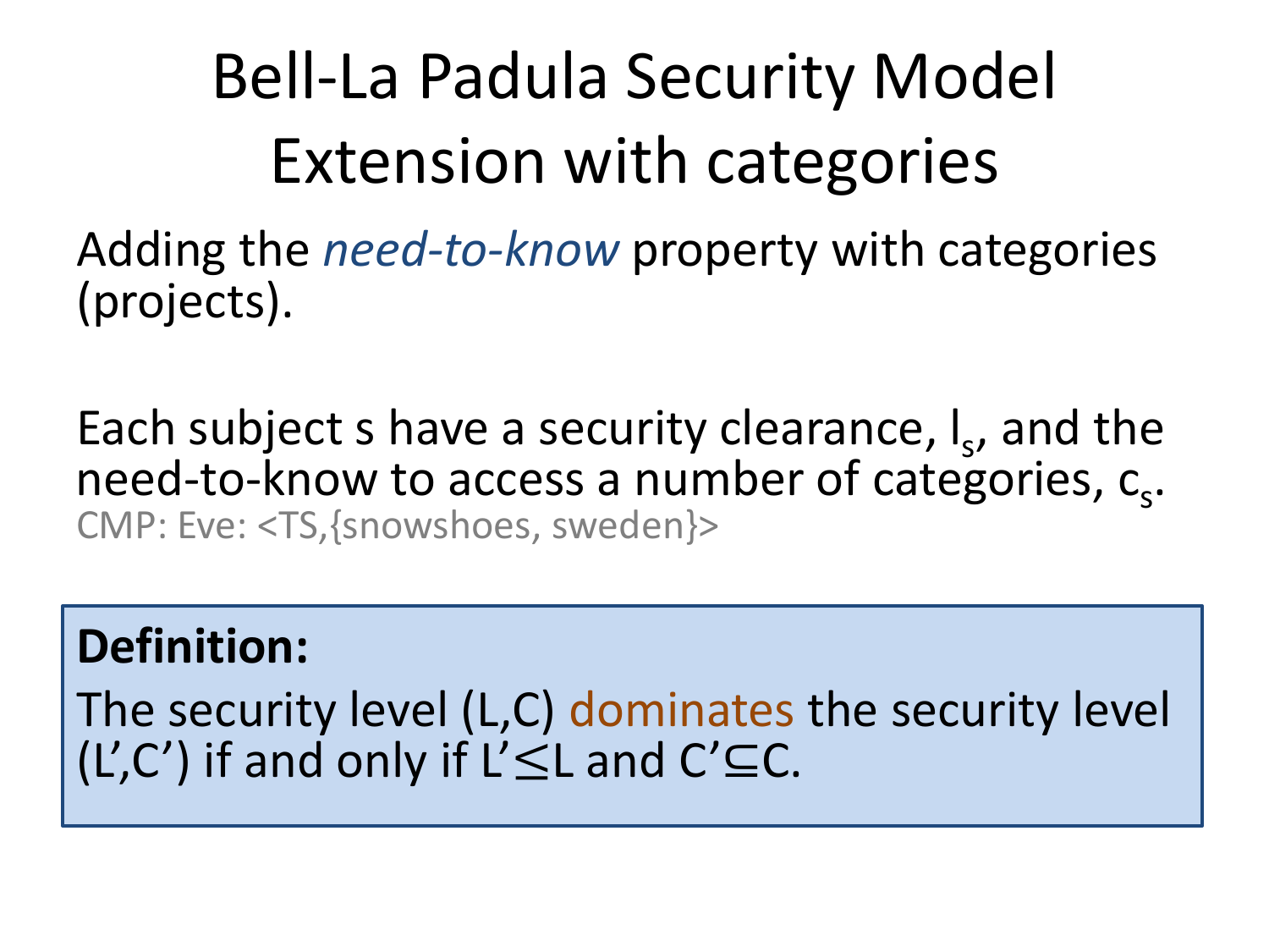# Bell-La Padula Security Model
# Extension with categories

Adding the *need-to-know* property with categories (projects).

Each subject s have a security clearance, $l_s$, and the need-to-know to access a number of categories, $c_s$.

CMP: Eve: <TS,{snowshoes, sweden}>

**Definition:**

The security level (L,C) dominates the security level (L',C') if and only if $L' \leq L$ and $C' \subseteq C$.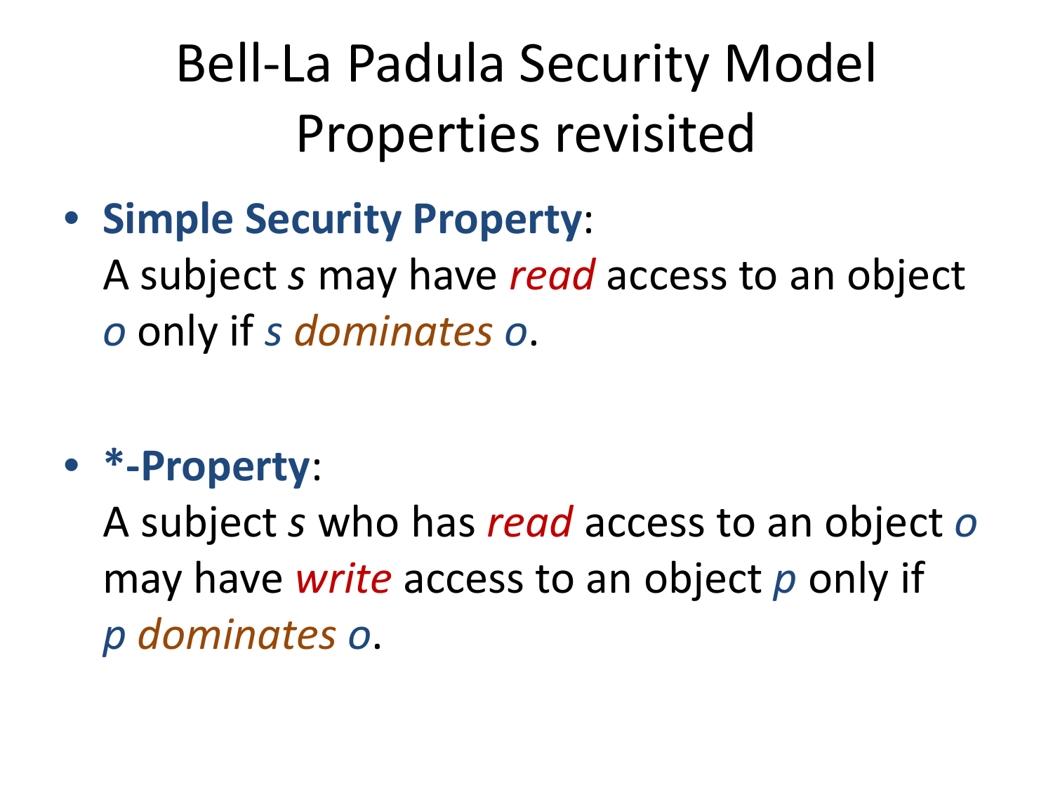# Bell-La Padula Security Model Properties revisited

- **Simple Security Property**:
  A subject *s* may have *read* access to an object *o* only if *s dominates o*.

- ***-Property**:
  A subject *s* who has *read* access to an object *o* may have *write* access to an object *p* only if *p dominates o*.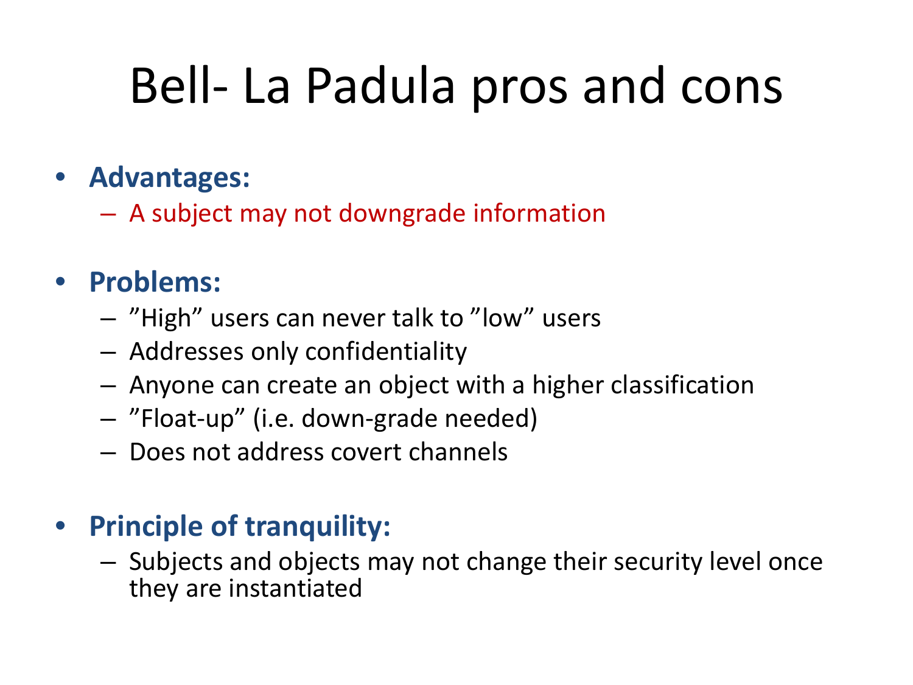# Bell- La Padula pros and cons

- **Advantages:**
  - A subject may not downgrade information
- **Problems:**
  - ”High” users can never talk to ”low” users
  - Addresses only confidentiality
  - Anyone can create an object with a higher classification
  - ”Float-up” (i.e. down-grade needed)
  - Does not address covert channels
- **Principle of tranquility:**
  - Subjects and objects may not change their security level once they are instantiated